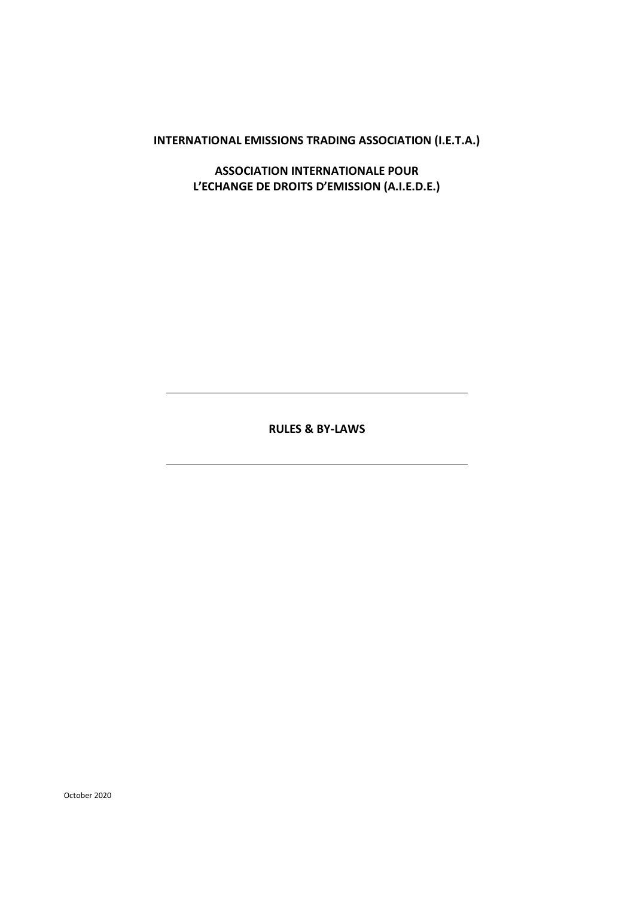# INTERNATIONAL EMISSIONS TRADING ASSOCIATION (I.E.T.A.)

# ASSOCIATION INTERNATIONALE POUR L'ECHANGE DE DROITS D'EMISSION (A.I.E.D.E.)

---

## RULES & BY-LAWS

---

October 2020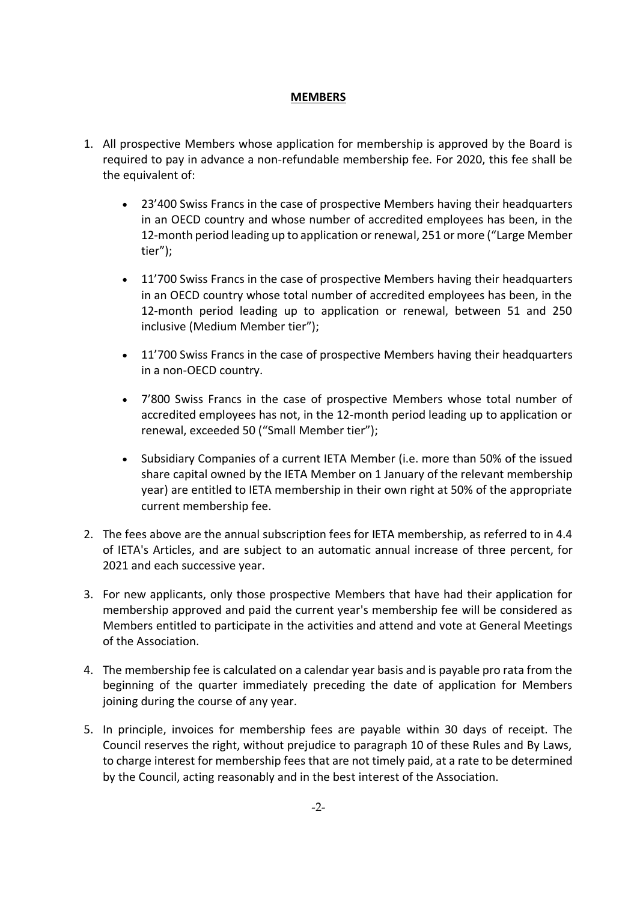**MEMBERS**

1. All prospective Members whose application for membership is approved by the Board is required to pay in advance a non-refundable membership fee. For 2020, this fee shall be the equivalent of:

   - 23'400 Swiss Francs in the case of prospective Members having their headquarters in an OECD country and whose number of accredited employees has been, in the 12-month period leading up to application or renewal, 251 or more ("Large Member tier");

   - 11'700 Swiss Francs in the case of prospective Members having their headquarters in an OECD country whose total number of accredited employees has been, in the 12-month period leading up to application or renewal, between 51 and 250 inclusive (Medium Member tier");

   - 11'700 Swiss Francs in the case of prospective Members having their headquarters in a non-OECD country.

   - 7'800 Swiss Francs in the case of prospective Members whose total number of accredited employees has not, in the 12-month period leading up to application or renewal, exceeded 50 ("Small Member tier");

   - Subsidiary Companies of a current IETA Member (i.e. more than 50% of the issued share capital owned by the IETA Member on 1 January of the relevant membership year) are entitled to IETA membership in their own right at 50% of the appropriate current membership fee.

2. The fees above are the annual subscription fees for IETA membership, as referred to in 4.4 of IETA's Articles, and are subject to an automatic annual increase of three percent, for 2021 and each successive year.

3. For new applicants, only those prospective Members that have had their application for membership approved and paid the current year's membership fee will be considered as Members entitled to participate in the activities and attend and vote at General Meetings of the Association.

4. The membership fee is calculated on a calendar year basis and is payable pro rata from the beginning of the quarter immediately preceding the date of application for Members joining during the course of any year.

5. In principle, invoices for membership fees are payable within 30 days of receipt. The Council reserves the right, without prejudice to paragraph 10 of these Rules and By Laws, to charge interest for membership fees that are not timely paid, at a rate to be determined by the Council, acting reasonably and in the best interest of the Association.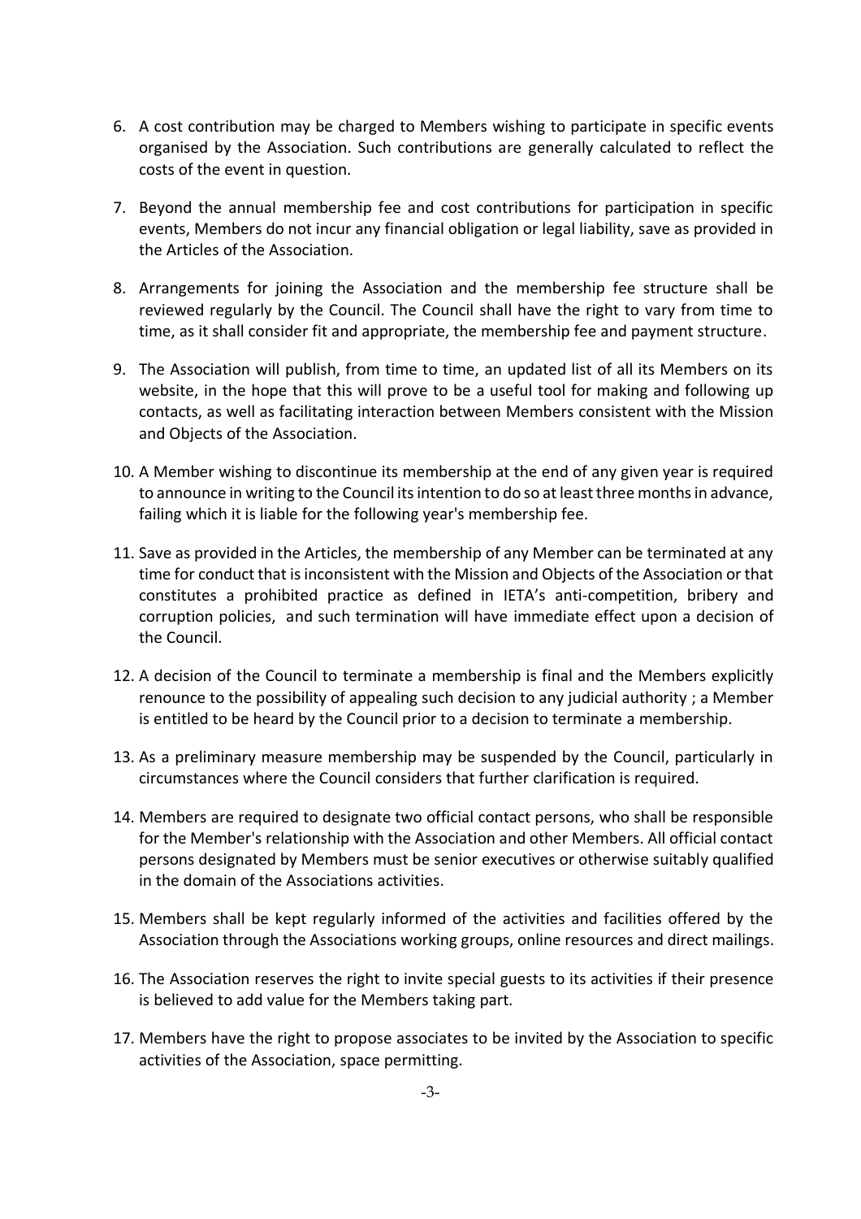6. A cost contribution may be charged to Members wishing to participate in specific events organised by the Association. Such contributions are generally calculated to reflect the costs of the event in question.

7. Beyond the annual membership fee and cost contributions for participation in specific events, Members do not incur any financial obligation or legal liability, save as provided in the Articles of the Association.

8. Arrangements for joining the Association and the membership fee structure shall be reviewed regularly by the Council. The Council shall have the right to vary from time to time, as it shall consider fit and appropriate, the membership fee and payment structure.

9. The Association will publish, from time to time, an updated list of all its Members on its website, in the hope that this will prove to be a useful tool for making and following up contacts, as well as facilitating interaction between Members consistent with the Mission and Objects of the Association.

10. A Member wishing to discontinue its membership at the end of any given year is required to announce in writing to the Council its intention to do so at least three months in advance, failing which it is liable for the following year's membership fee.

11. Save as provided in the Articles, the membership of any Member can be terminated at any time for conduct that is inconsistent with the Mission and Objects of the Association or that constitutes a prohibited practice as defined in IETA's anti-competition, bribery and corruption policies, and such termination will have immediate effect upon a decision of the Council.

12. A decision of the Council to terminate a membership is final and the Members explicitly renounce to the possibility of appealing such decision to any judicial authority ; a Member is entitled to be heard by the Council prior to a decision to terminate a membership.

13. As a preliminary measure membership may be suspended by the Council, particularly in circumstances where the Council considers that further clarification is required.

14. Members are required to designate two official contact persons, who shall be responsible for the Member's relationship with the Association and other Members. All official contact persons designated by Members must be senior executives or otherwise suitably qualified in the domain of the Associations activities.

15. Members shall be kept regularly informed of the activities and facilities offered by the Association through the Associations working groups, online resources and direct mailings.

16. The Association reserves the right to invite special guests to its activities if their presence is believed to add value for the Members taking part.

17. Members have the right to propose associates to be invited by the Association to specific activities of the Association, space permitting.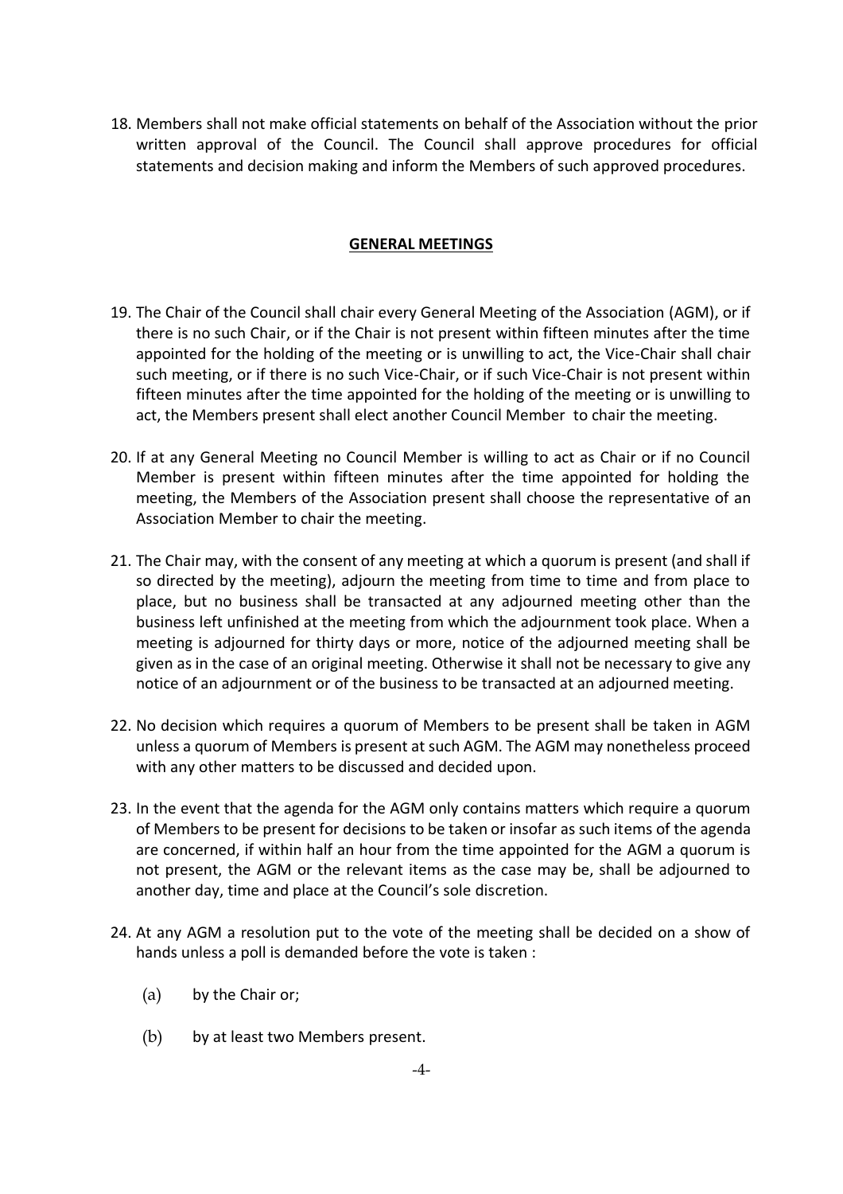18. Members shall not make official statements on behalf of the Association without the prior written approval of the Council. The Council shall approve procedures for official statements and decision making and inform the Members of such approved procedures.

## GENERAL MEETINGS

19. The Chair of the Council shall chair every General Meeting of the Association (AGM), or if there is no such Chair, or if the Chair is not present within fifteen minutes after the time appointed for the holding of the meeting or is unwilling to act, the Vice-Chair shall chair such meeting, or if there is no such Vice-Chair, or if such Vice-Chair is not present within fifteen minutes after the time appointed for the holding of the meeting or is unwilling to act, the Members present shall elect another Council Member to chair the meeting.

20. If at any General Meeting no Council Member is willing to act as Chair or if no Council Member is present within fifteen minutes after the time appointed for holding the meeting, the Members of the Association present shall choose the representative of an Association Member to chair the meeting.

21. The Chair may, with the consent of any meeting at which a quorum is present (and shall if so directed by the meeting), adjourn the meeting from time to time and from place to place, but no business shall be transacted at any adjourned meeting other than the business left unfinished at the meeting from which the adjournment took place. When a meeting is adjourned for thirty days or more, notice of the adjourned meeting shall be given as in the case of an original meeting. Otherwise it shall not be necessary to give any notice of an adjournment or of the business to be transacted at an adjourned meeting.

22. No decision which requires a quorum of Members to be present shall be taken in AGM unless a quorum of Members is present at such AGM. The AGM may nonetheless proceed with any other matters to be discussed and decided upon.

23. In the event that the agenda for the AGM only contains matters which require a quorum of Members to be present for decisions to be taken or insofar as such items of the agenda are concerned, if within half an hour from the time appointed for the AGM a quorum is not present, the AGM or the relevant items as the case may be, shall be adjourned to another day, time and place at the Council's sole discretion.

24. At any AGM a resolution put to the vote of the meeting shall be decided on a show of hands unless a poll is demanded before the vote is taken :

    (a) by the Chair or;

    (b) by at least two Members present.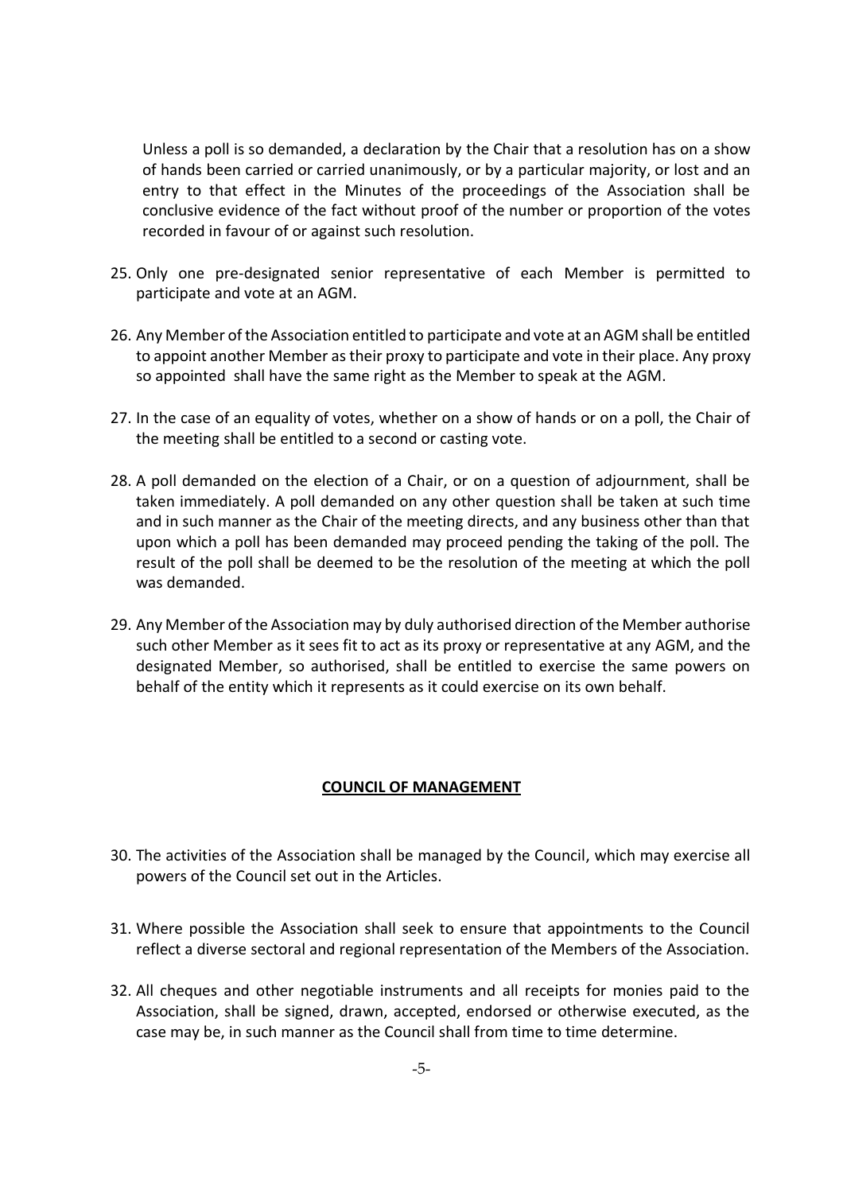Unless a poll is so demanded, a declaration by the Chair that a resolution has on a show of hands been carried or carried unanimously, or by a particular majority, or lost and an entry to that effect in the Minutes of the proceedings of the Association shall be conclusive evidence of the fact without proof of the number or proportion of the votes recorded in favour of or against such resolution.

25. Only one pre-designated senior representative of each Member is permitted to participate and vote at an AGM.

26. Any Member of the Association entitled to participate and vote at an AGM shall be entitled to appoint another Member as their proxy to participate and vote in their place. Any proxy so appointed shall have the same right as the Member to speak at the AGM.

27. In the case of an equality of votes, whether on a show of hands or on a poll, the Chair of the meeting shall be entitled to a second or casting vote.

28. A poll demanded on the election of a Chair, or on a question of adjournment, shall be taken immediately. A poll demanded on any other question shall be taken at such time and in such manner as the Chair of the meeting directs, and any business other than that upon which a poll has been demanded may proceed pending the taking of the poll. The result of the poll shall be deemed to be the resolution of the meeting at which the poll was demanded.

29. Any Member of the Association may by duly authorised direction of the Member authorise such other Member as it sees fit to act as its proxy or representative at any AGM, and the designated Member, so authorised, shall be entitled to exercise the same powers on behalf of the entity which it represents as it could exercise on its own behalf.

## COUNCIL OF MANAGEMENT

30. The activities of the Association shall be managed by the Council, which may exercise all powers of the Council set out in the Articles.

31. Where possible the Association shall seek to ensure that appointments to the Council reflect a diverse sectoral and regional representation of the Members of the Association.

32. All cheques and other negotiable instruments and all receipts for monies paid to the Association, shall be signed, drawn, accepted, endorsed or otherwise executed, as the case may be, in such manner as the Council shall from time to time determine.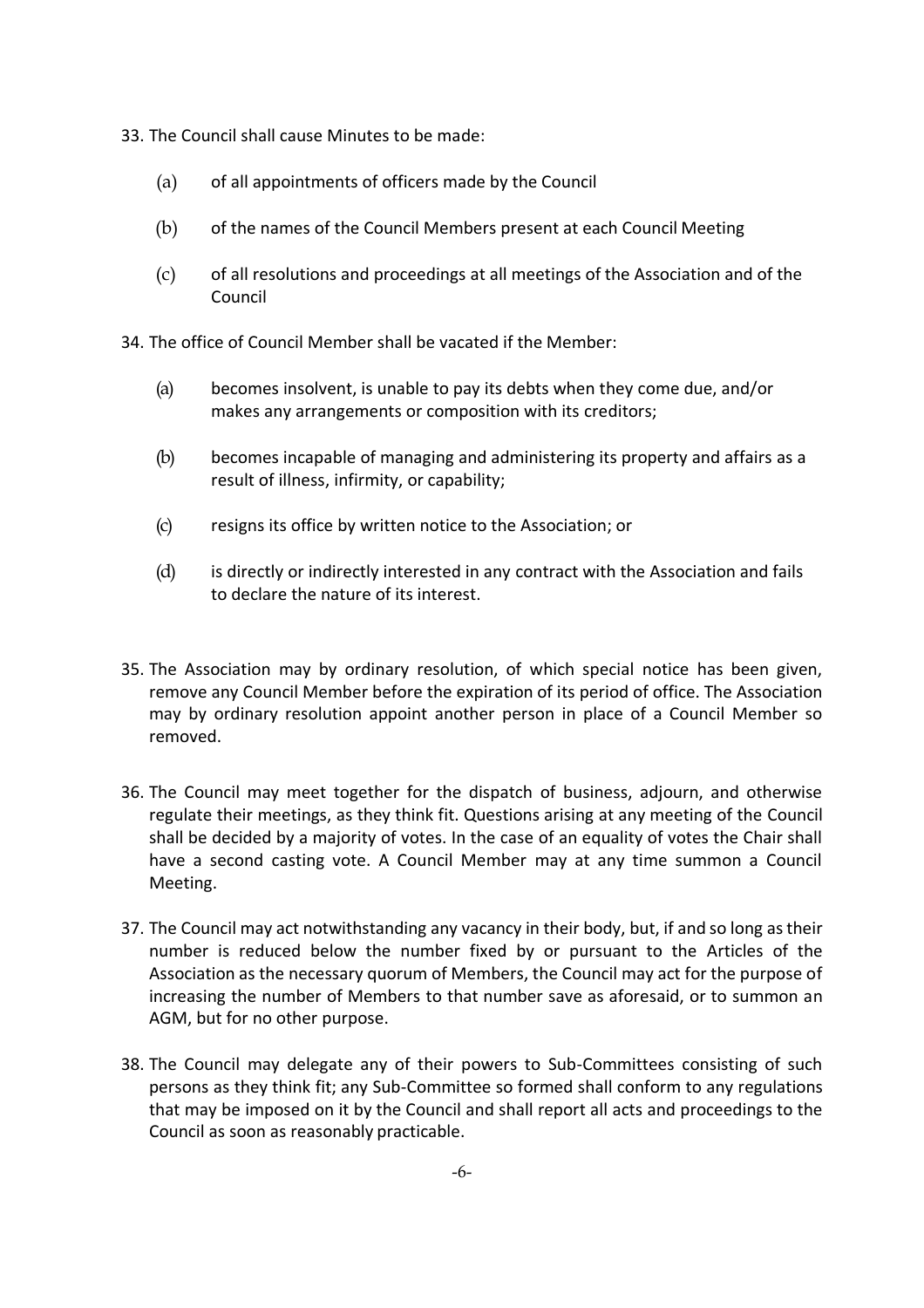33. The Council shall cause Minutes to be made:

    (a) of all appointments of officers made by the Council

    (b) of the names of the Council Members present at each Council Meeting

    (c) of all resolutions and proceedings at all meetings of the Association and of the Council

34. The office of Council Member shall be vacated if the Member:

    (a) becomes insolvent, is unable to pay its debts when they come due, and/or makes any arrangements or composition with its creditors;

    (b) becomes incapable of managing and administering its property and affairs as a result of illness, infirmity, or capability;

    (c) resigns its office by written notice to the Association; or

    (d) is directly or indirectly interested in any contract with the Association and fails to declare the nature of its interest.

35. The Association may by ordinary resolution, of which special notice has been given, remove any Council Member before the expiration of its period of office. The Association may by ordinary resolution appoint another person in place of a Council Member so removed.

36. The Council may meet together for the dispatch of business, adjourn, and otherwise regulate their meetings, as they think fit. Questions arising at any meeting of the Council shall be decided by a majority of votes. In the case of an equality of votes the Chair shall have a second casting vote. A Council Member may at any time summon a Council Meeting.

37. The Council may act notwithstanding any vacancy in their body, but, if and so long as their number is reduced below the number fixed by or pursuant to the Articles of the Association as the necessary quorum of Members, the Council may act for the purpose of increasing the number of Members to that number save as aforesaid, or to summon an AGM, but for no other purpose.

38. The Council may delegate any of their powers to Sub-Committees consisting of such persons as they think fit; any Sub-Committee so formed shall conform to any regulations that may be imposed on it by the Council and shall report all acts and proceedings to the Council as soon as reasonably practicable.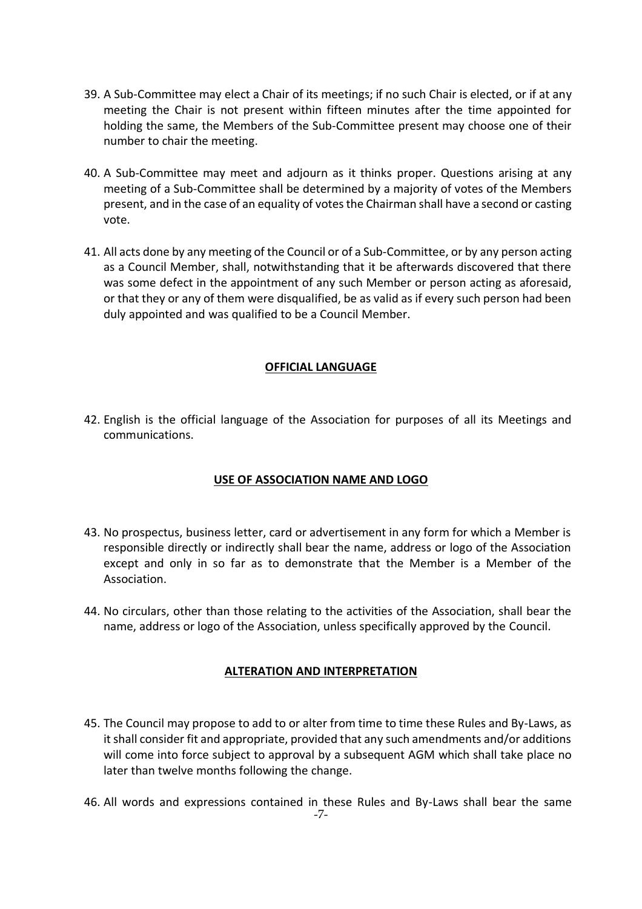39. A Sub-Committee may elect a Chair of its meetings; if no such Chair is elected, or if at any meeting the Chair is not present within fifteen minutes after the time appointed for holding the same, the Members of the Sub-Committee present may choose one of their number to chair the meeting.

40. A Sub-Committee may meet and adjourn as it thinks proper. Questions arising at any meeting of a Sub-Committee shall be determined by a majority of votes of the Members present, and in the case of an equality of votes the Chairman shall have a second or casting vote.

41. All acts done by any meeting of the Council or of a Sub-Committee, or by any person acting as a Council Member, shall, notwithstanding that it be afterwards discovered that there was some defect in the appointment of any such Member or person acting as aforesaid, or that they or any of them were disqualified, be as valid as if every such person had been duly appointed and was qualified to be a Council Member.

## **OFFICIAL LANGUAGE**

42. English is the official language of the Association for purposes of all its Meetings and communications.

## **USE OF ASSOCIATION NAME AND LOGO**

43. No prospectus, business letter, card or advertisement in any form for which a Member is responsible directly or indirectly shall bear the name, address or logo of the Association except and only in so far as to demonstrate that the Member is a Member of the Association.

44. No circulars, other than those relating to the activities of the Association, shall bear the name, address or logo of the Association, unless specifically approved by the Council.

## **ALTERATION AND INTERPRETATION**

45. The Council may propose to add to or alter from time to time these Rules and By-Laws, as it shall consider fit and appropriate, provided that any such amendments and/or additions will come into force subject to approval by a subsequent AGM which shall take place no later than twelve months following the change.

46. All words and expressions contained in these Rules and By-Laws shall bear the same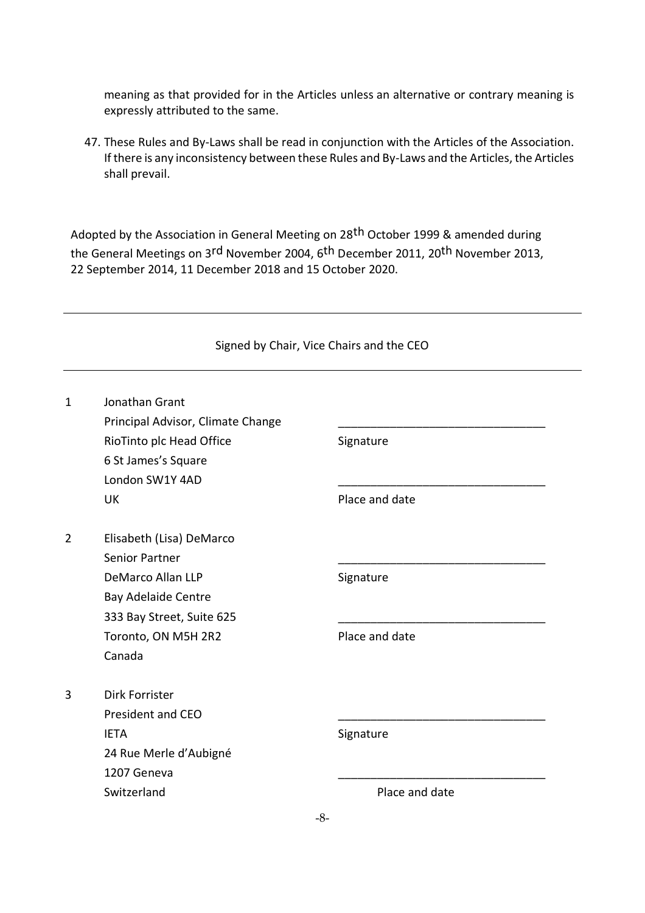meaning as that provided for in the Articles unless an alternative or contrary meaning is expressly attributed to the same.

47. These Rules and By-Laws shall be read in conjunction with the Articles of the Association. If there is any inconsistency between these Rules and By-Laws and the Articles, the Articles shall prevail.

Adopted by the Association in General Meeting on 28th October 1999 & amended during the General Meetings on 3rd November 2004, 6th December 2011, 20th November 2013, 22 September 2014, 11 December 2018 and 15 October 2020.

---

Signed by Chair, Vice Chairs and the CEO

---

| | | |
|---|---|---|
| 1 | Jonathan Grant<br>Principal Advisor, Climate Change<br>RioTinto plc Head Office<br>6 St James's Square<br>London SW1Y 4AD<br>UK | ________________________________<br>Signature<br><br>________________________________<br>Place and date |
| 2 | Elisabeth (Lisa) DeMarco<br>Senior Partner<br>DeMarco Allan LLP<br>Bay Adelaide Centre<br>333 Bay Street, Suite 625<br>Toronto, ON M5H 2R2<br>Canada | ________________________________<br>Signature<br><br>________________________________<br>Place and date |
| 3 | Dirk Forrister<br>President and CEO<br>IETA<br>24 Rue Merle d'Aubigné<br>1207 Geneva<br>Switzerland | ________________________________<br>Signature<br><br>________________________________<br>Place and date |